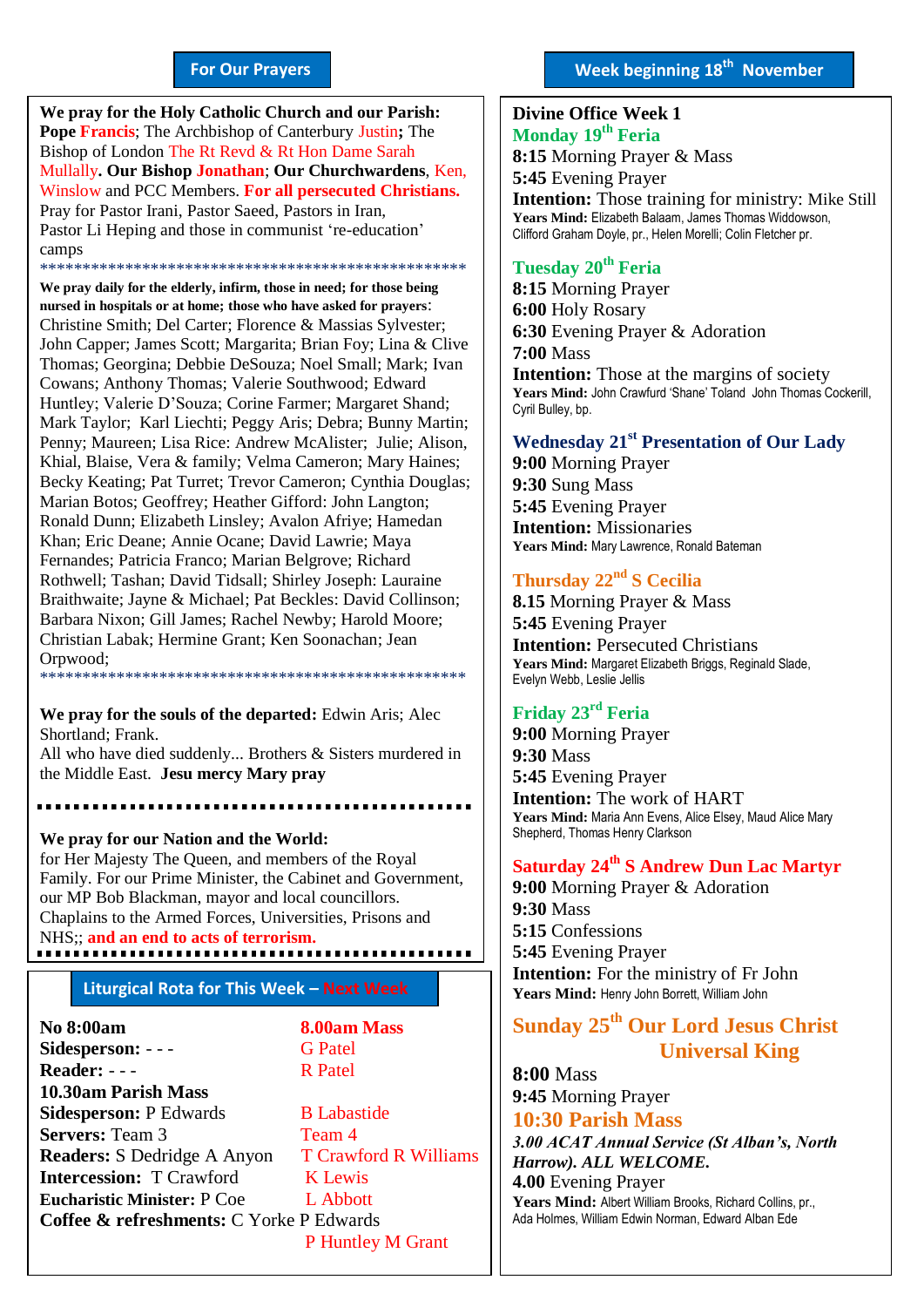## For Our Prayers

**We pray for the Holy Catholic Church and our Parish:** **Pope Francis**; The Archbishop of Canterbury Justin**;** The Bishop of London The Rt Revd & Rt Hon Dame Sarah Mullally**. Our Bishop Jonathan**; **Our Churchwardens**, Ken, Winslow and PCC Members. **For all persecuted Christians.** Pray for Pastor Irani, Pastor Saeed, Pastors in Iran, Pastor Li Heping and those in communist 're-education' camps

\*\*\*\*\*\*\*\*\*\*\*\*\*\*\*\*\*\*\*\*\*\*\*\*\*\*\*\*\*\*\*\*\*\*\*\*\*\*\*\*\*\*\*\*\*\*\*\*\*\*\*\*

**We pray daily for the elderly, infirm, those in need; for those being nursed in hospitals or at home; those who have asked for prayers**: Christine Smith; Del Carter; Florence & Massias Sylvester; John Capper; James Scott; Margarita; Brian Foy; Lina & Clive Thomas; Georgina; Debbie DeSouza; Noel Small; Mark; Ivan Cowans; Anthony Thomas; Valerie Southwood; Edward Huntley; Valerie D'Souza; Corine Farmer; Margaret Shand; Mark Taylor; Karl Liechti; Peggy Aris; Debra; Bunny Martin; Penny; Maureen; Lisa Rice: Andrew McAlister; Julie; Alison, Khial, Blaise, Vera & family; Velma Cameron; Mary Haines; Becky Keating; Pat Turret; Trevor Cameron; Cynthia Douglas; Marian Botos; Geoffrey; Heather Gifford: John Langton; Ronald Dunn; Elizabeth Linsley; Avalon Afriye; Hamedan Khan; Eric Deane; Annie Ocane; David Lawrie; Maya Fernandes; Patricia Franco; Marian Belgrove; Richard Rothwell; Tashan; David Tidsall; Shirley Joseph: Lauraine Braithwaite; Jayne & Michael; Pat Beckles: David Collinson; Barbara Nixon; Gill James; Rachel Newby; Harold Moore; Christian Labak; Hermine Grant; Ken Soonachan; Jean Orpwood;

\*\*\*\*\*\*\*\*\*\*\*\*\*\*\*\*\*\*\*\*\*\*\*\*\*\*\*\*\*\*\*\*\*\*\*\*\*\*\*\*\*\*\*\*\*\*\*\*\*\*\*\*

**We pray for the souls of the departed:** Edwin Aris; Alec Shortland; Frank.
All who have died suddenly... Brothers & Sisters murdered in the Middle East. **Jesu mercy Mary pray**

**We pray for our Nation and the World:**
for Her Majesty The Queen, and members of the Royal Family. For our Prime Minister, the Cabinet and Government, our MP Bob Blackman, mayor and local councillors. Chaplains to the Armed Forces, Universities, Prisons and NHS;; **and an end to acts of terrorism.**

## Liturgical Rota for This Week – Next Week

| This Week | Next Week |
|---|---|
| **No 8:00am** | **8.00am Mass** |
| **Sidesperson:** - - - | G Patel |
| **Reader:** - - - | R Patel |
| **10.30am Parish Mass** | |
| **Sidesperson:** P Edwards | B Labastide |
| **Servers:** Team 3 | Team 4 |
| **Readers:** S Dedridge A Anyon | T Crawford R Williams |
| **Intercession:** T Crawford | K Lewis |
| **Eucharistic Minister:** P Coe | L Abbott |
| **Coffee & refreshments:** C Yorke P Edwards | P Huntley M Grant |

## Week beginning 18th November

**Divine Office Week 1**

**Monday 19th Feria**
**8:15** Morning Prayer & Mass
**5:45** Evening Prayer
**Intention:** Those training for ministry: Mike Still
**Years Mind:** Elizabeth Balaam, James Thomas Widdowson, Clifford Graham Doyle, pr., Helen Morelli; Colin Fletcher pr.

**Tuesday 20th Feria**
**8:15** Morning Prayer
**6:00** Holy Rosary
**6:30** Evening Prayer & Adoration
**7:00** Mass
**Intention:** Those at the margins of society
**Years Mind:** John Crawfurd 'Shane' Toland John Thomas Cockerill, Cyril Bulley, bp.

**Wednesday 21st Presentation of Our Lady**
**9:00** Morning Prayer
**9:30** Sung Mass
**5:45** Evening Prayer
**Intention:** Missionaries
**Years Mind:** Mary Lawrence, Ronald Bateman

**Thursday 22nd S Cecilia**
**8.15** Morning Prayer & Mass
**5:45** Evening Prayer
**Intention:** Persecuted Christians
**Years Mind:** Margaret Elizabeth Briggs, Reginald Slade, Evelyn Webb, Leslie Jellis

**Friday 23rd Feria**
**9:00** Morning Prayer
**9:30** Mass
**5:45** Evening Prayer
**Intention:** The work of HART
**Years Mind:** Maria Ann Evens, Alice Elsey, Maud Alice Mary Shepherd, Thomas Henry Clarkson

**Saturday 24th S Andrew Dun Lac Martyr**
**9:00** Morning Prayer & Adoration
**9:30** Mass
**5:15** Confessions
**5:45** Evening Prayer
**Intention:** For the ministry of Fr John
**Years Mind:** Henry John Borrett, William John

**Sunday 25th Our Lord Jesus Christ Universal King**
**8:00** Mass
**9:45** Morning Prayer
**10:30 Parish Mass**
***3.00 ACAT Annual Service (St Alban's, North Harrow). ALL WELCOME.***
**4.00** Evening Prayer
**Years Mind:** Albert William Brooks, Richard Collins, pr., Ada Holmes, William Edwin Norman, Edward Alban Ede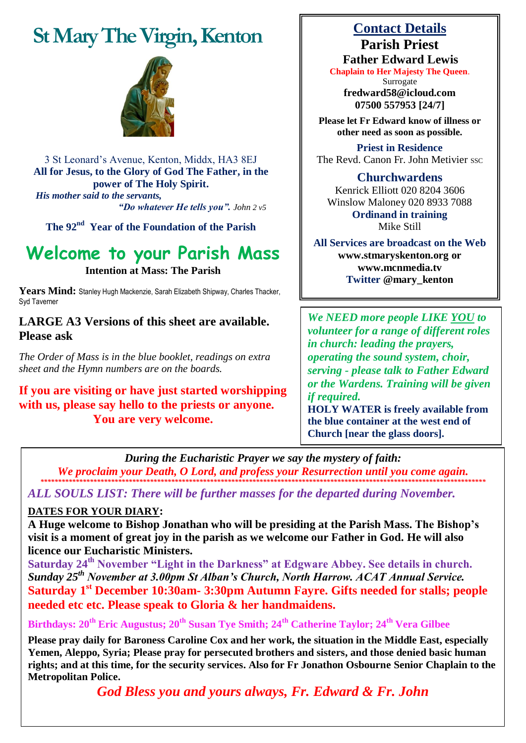# St Mary The Virgin, Kenton

3 St Leonard's Avenue, Kenton, Middx, HA3 8EJ

**All for Jesus, to the Glory of God The Father, in the power of The Holy Spirit.**

***His mother said to the servants, "Do whatever He tells you".*** *John 2 v5*

**The 92nd Year of the Foundation of the Parish**

## Welcome to your Parish Mass

**Intention at Mass: The Parish**

**Years Mind:** Stanley Hugh Mackenzie, Sarah Elizabeth Shipway, Charles Thacker, Syd Taverner

**LARGE A3 Versions of this sheet are available. Please ask**

*The Order of Mass is in the blue booklet, readings on extra sheet and the Hymn numbers are on the boards.*

**If you are visiting or have just started worshipping with us, please say hello to the priests or anyone. You are very welcome.**

## Contact Details

**Parish Priest**

**Father Edward Lewis**

**Chaplain to Her Majesty The Queen.**

Surrogate

**fredward58@icloud.com**

**07500 557953 [24/7]**

**Please let Fr Edward know of illness or other need as soon as possible.**

**Priest in Residence**

The Revd. Canon Fr. John Metivier SSC

**Churchwardens**

Kenrick Elliott 020 8204 3606

Winslow Maloney 020 8933 7088

**Ordinand in training**

Mike Still

**All Services are broadcast on the Web**

**www.stmaryskenton.org or**

**www.mcnmedia.tv**

**Twitter @mary_kenton**

***We NEED more people LIKE YOU to volunteer for a range of different roles in church: leading the prayers, operating the sound system, choir, serving - please talk to Father Edward or the Wardens. Training will be given if required.***

**HOLY WATER is freely available from the blue container at the west end of Church [near the glass doors].**

*During the Eucharistic Prayer we say the mystery of faith:*

***We proclaim your Death, O Lord, and profess your Resurrection until you come again.***

*ALL SOULS LIST: There will be further masses for the departed during November.*

**DATES FOR YOUR DIARY:**

**A Huge welcome to Bishop Jonathan who will be presiding at the Parish Mass. The Bishop's visit is a moment of great joy in the parish as we welcome our Father in God. He will also licence our Eucharistic Ministers.**

**Saturday 24th November "Light in the Darkness" at Edgware Abbey. See details in church.**

***Sunday 25th November at 3.00pm St Alban's Church, North Harrow. ACAT Annual Service.***

**Saturday 1st December 10:30am- 3:30pm Autumn Fayre. Gifts needed for stalls; people needed etc etc. Please speak to Gloria & her handmaidens.**

**Birthdays: 20th Eric Augustus; 20th Susan Tye Smith; 24th Catherine Taylor; 24th Vera Gilbee**

**Please pray daily for Baroness Caroline Cox and her work, the situation in the Middle East, especially Yemen, Aleppo, Syria; Please pray for persecuted brothers and sisters, and those denied basic human rights; and at this time, for the security services. Also for Fr Jonathon Osbourne Senior Chaplain to the Metropolitan Police.**

***God Bless you and yours always, Fr. Edward & Fr. John***